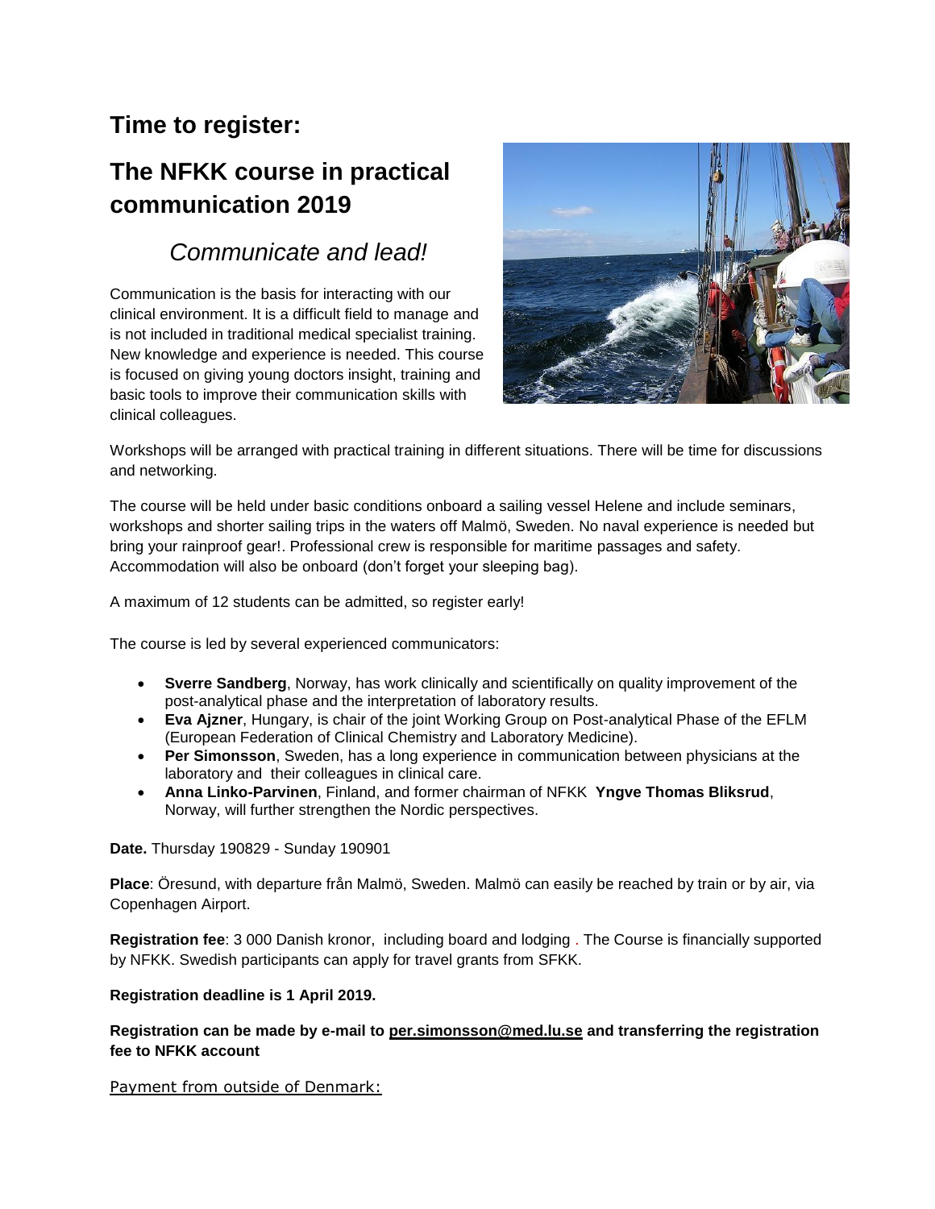## Time to register:

## The NFKK course in practical communication 2019

### *Communicate and lead!*

Communication is the basis for interacting with our clinical environment. It is a difficult field to manage and is not included in traditional medical specialist training. New knowledge and experience is needed. This course is focused on giving young doctors insight, training and basic tools to improve their communication skills with clinical colleagues.

Workshops will be arranged with practical training in different situations. There will be time for discussions and networking.

The course will be held under basic conditions onboard a sailing vessel Helene and include seminars, workshops and shorter sailing trips in the waters off Malmö, Sweden. No naval experience is needed but bring your rainproof gear!. Professional crew is responsible for maritime passages and safety. Accommodation will also be onboard (don't forget your sleeping bag).

A maximum of 12 students can be admitted, so register early!

The course is led by several experienced communicators:

- **Sverre Sandberg**, Norway, has work clinically and scientifically on quality improvement of the post-analytical phase and the interpretation of laboratory results.
- **Eva Ajzner**, Hungary, is chair of the joint Working Group on Post-analytical Phase of the EFLM (European Federation of Clinical Chemistry and Laboratory Medicine).
- **Per Simonsson**, Sweden, has a long experience in communication between physicians at the laboratory and their colleagues in clinical care.
- **Anna Linko-Parvinen**, Finland, and former chairman of NFKK **Yngve Thomas Bliksrud**, Norway, will further strengthen the Nordic perspectives.

**Date.** Thursday 190829 - Sunday 190901

**Place**: Öresund, with departure från Malmö, Sweden. Malmö can easily be reached by train or by air, via Copenhagen Airport.

**Registration fee**: 3 000 Danish kronor, including board and lodging . The Course is financially supported by NFKK. Swedish participants can apply for travel grants from SFKK.

**Registration deadline is 1 April 2019.**

**Registration can be made by e-mail to per.simonsson@med.lu.se and transferring the registration fee to NFKK account**

Payment from outside of Denmark: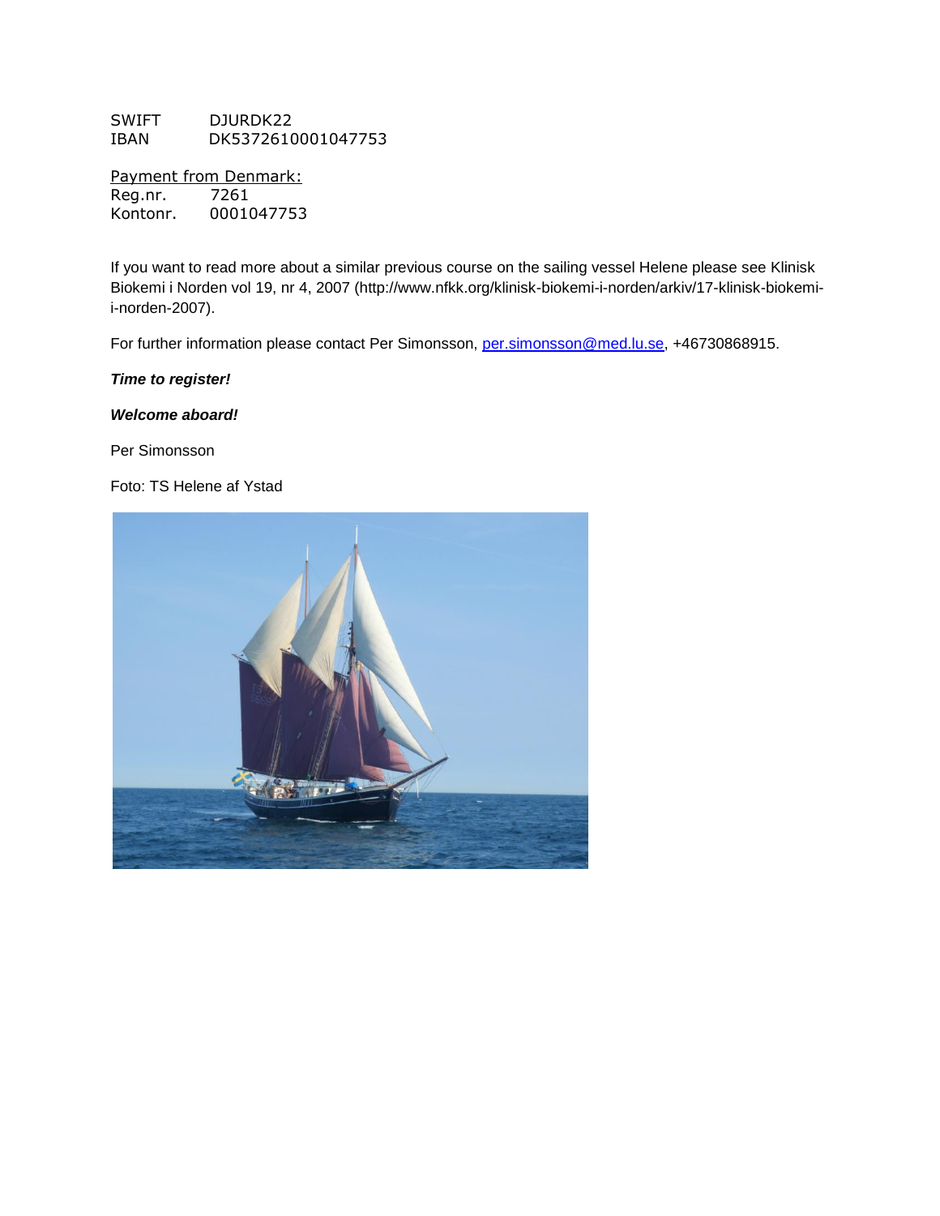SWIFT DJURDK22
IBAN DK5372610001047753

Payment from Denmark:
Reg.nr. 7261
Kontonr. 0001047753

If you want to read more about a similar previous course on the sailing vessel Helene please see Klinisk Biokemi i Norden vol 19, nr 4, 2007 (http://www.nfkk.org/klinisk-biokemi-i-norden/arkiv/17-klinisk-biokemi-i-norden-2007).

For further information please contact Per Simonsson, per.simonsson@med.lu.se, +46730868915.

***Time to register!***

***Welcome aboard!***

Per Simonsson

Foto: TS Helene af Ystad